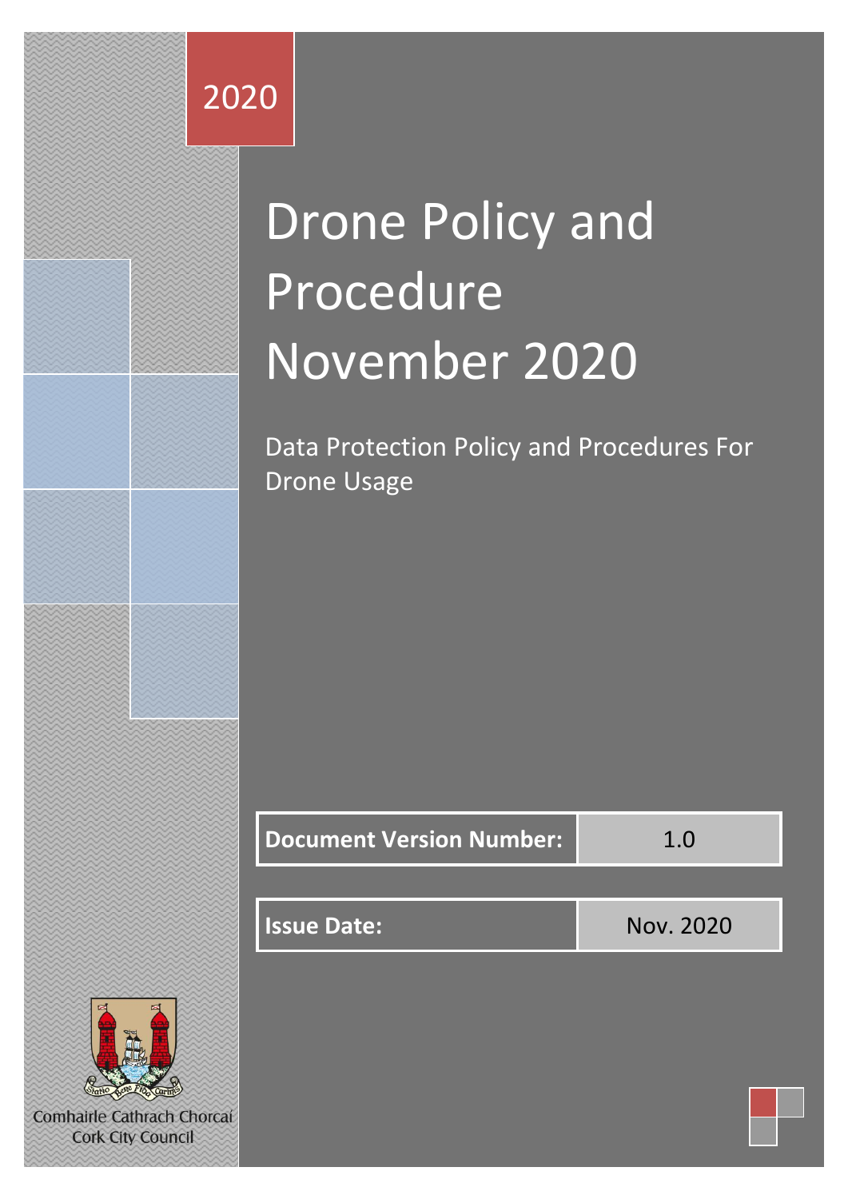2020

# Drone Policy and Procedure November 2020

Data Protection Policy and Procedures For Drone Usage

| Document Version Number: | 1.0 |
|---|---|
| Issue Date: | Nov. 2020 |

Comhairle Cathrach Chorcaí
Cork City Council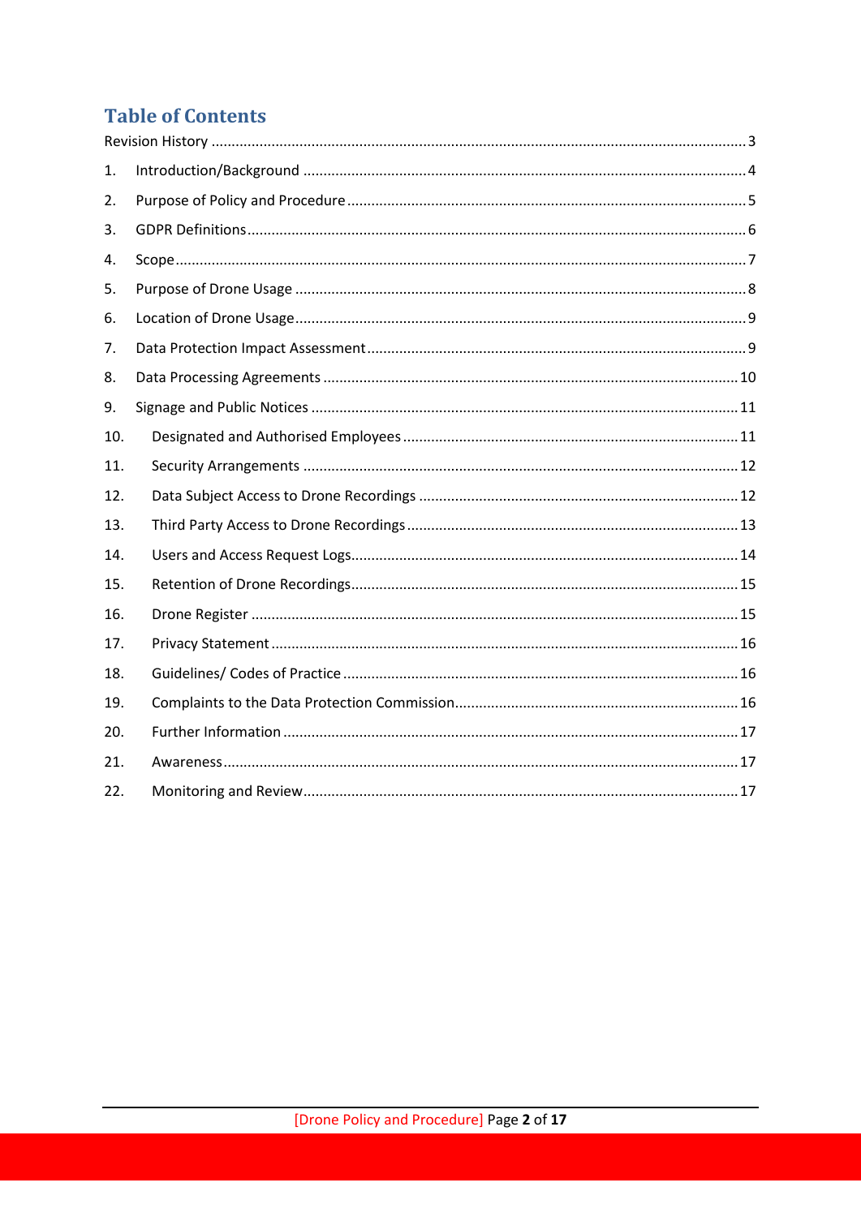## Table of Contents

Revision History ..... 3

1. Introduction/Background ..... 4
2. Purpose of Policy and Procedure ..... 5
3. GDPR Definitions ..... 6
4. Scope ..... 7
5. Purpose of Drone Usage ..... 8
6. Location of Drone Usage ..... 9
7. Data Protection Impact Assessment ..... 9
8. Data Processing Agreements ..... 10
9. Signage and Public Notices ..... 11
10. Designated and Authorised Employees ..... 11
11. Security Arrangements ..... 12
12. Data Subject Access to Drone Recordings ..... 12
13. Third Party Access to Drone Recordings ..... 13
14. Users and Access Request Logs ..... 14
15. Retention of Drone Recordings ..... 15
16. Drone Register ..... 15
17. Privacy Statement ..... 16
18. Guidelines/ Codes of Practice ..... 16
19. Complaints to the Data Protection Commission ..... 16
20. Further Information ..... 17
21. Awareness ..... 17
22. Monitoring and Review ..... 17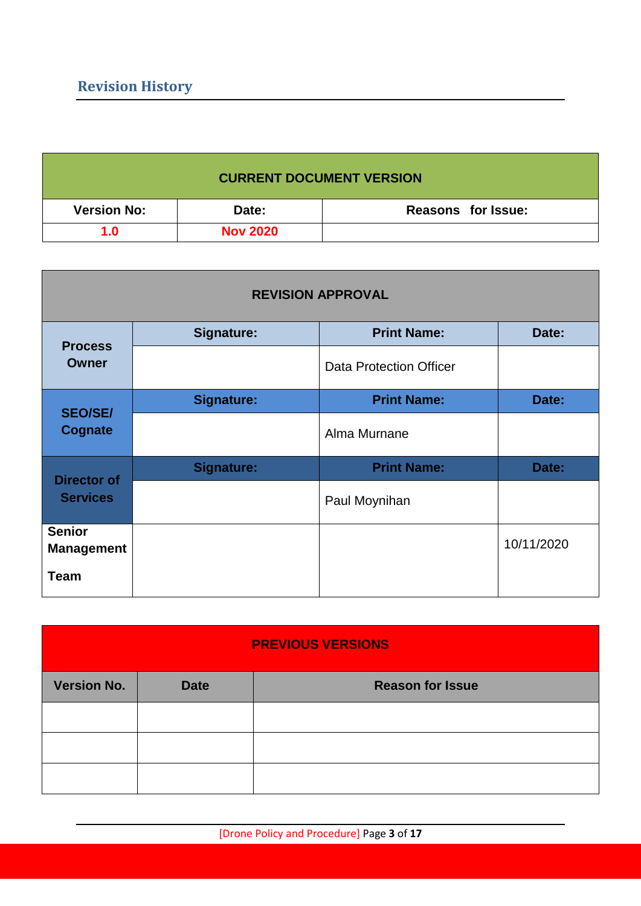## Revision History

| CURRENT DOCUMENT VERSION | | |
|---|---|---|
| **Version No:** | **Date:** | **Reasons for Issue:** |
| **1.0** | **Nov 2020** | |

| REVISION APPROVAL | | | |
|---|---|---|---|
| **Process Owner** | **Signature:** | **Print Name:** | **Date:** |
| | | Data Protection Officer | |
| **SEO/SE/ Cognate** | **Signature:** | **Print Name:** | **Date:** |
| | | Alma Murnane | |
| **Director of Services** | **Signature:** | **Print Name:** | **Date:** |
| | | Paul Moynihan | |
| **Senior Management Team** | | | 10/11/2020 |

| PREVIOUS VERSIONS | | |
|---|---|---|
| **Version No.** | **Date** | **Reason for Issue** |
| | | |
| | | |
| | | |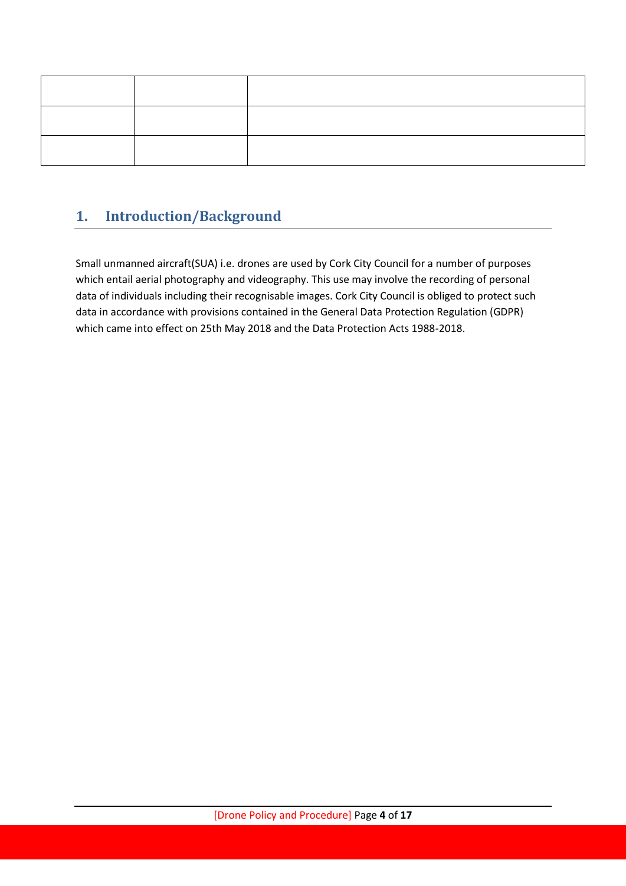| | | |
|---|---|---|
| | | |
| | | |

## 1. Introduction/Background

Small unmanned aircraft(SUA) i.e. drones are used by Cork City Council for a number of purposes which entail aerial photography and videography. This use may involve the recording of personal data of individuals including their recognisable images. Cork City Council is obliged to protect such data in accordance with provisions contained in the General Data Protection Regulation (GDPR) which came into effect on 25th May 2018 and the Data Protection Acts 1988-2018.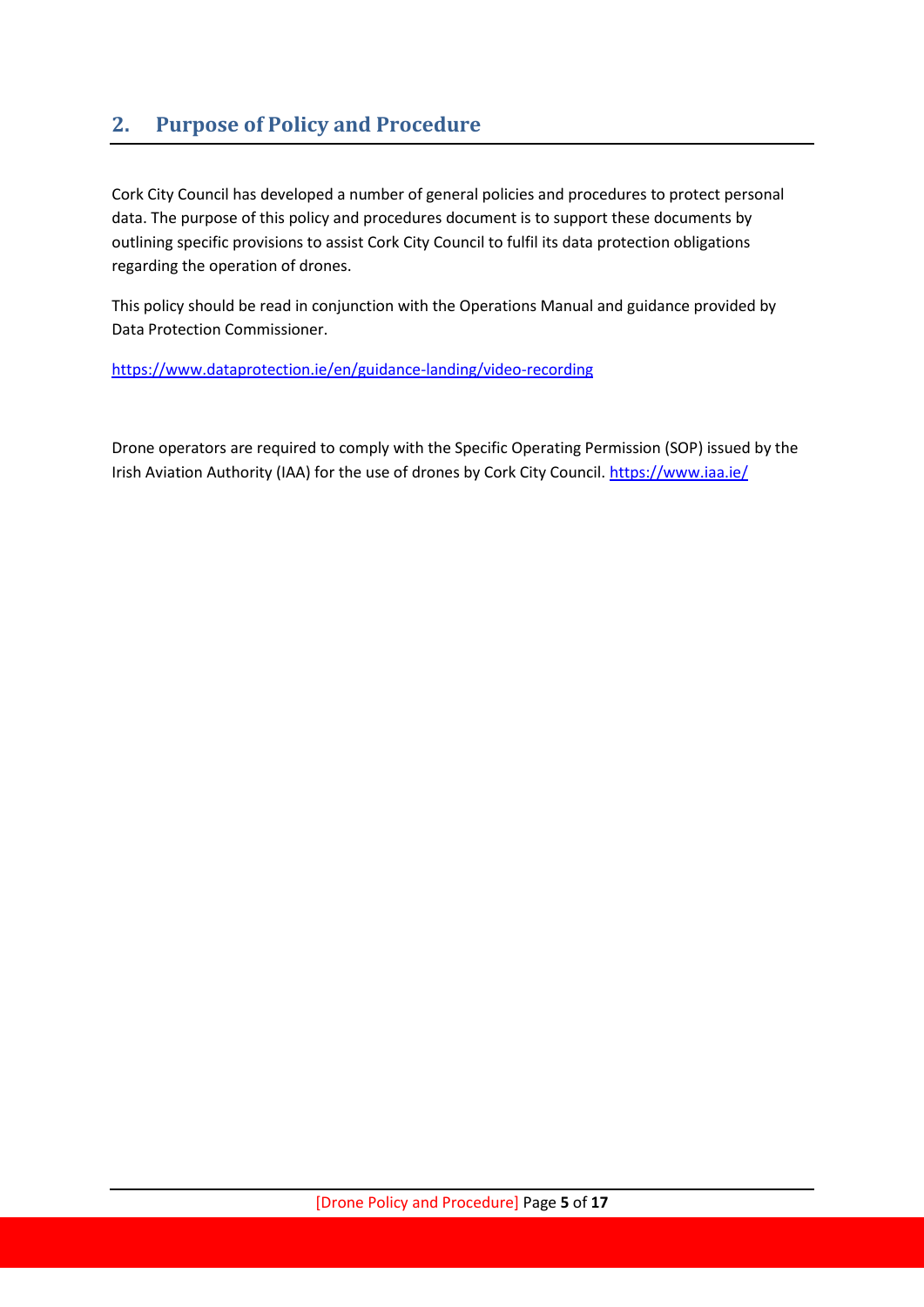## 2. Purpose of Policy and Procedure

Cork City Council has developed a number of general policies and procedures to protect personal data. The purpose of this policy and procedures document is to support these documents by outlining specific provisions to assist Cork City Council to fulfil its data protection obligations regarding the operation of drones.

This policy should be read in conjunction with the Operations Manual and guidance provided by Data Protection Commissioner.

https://www.dataprotection.ie/en/guidance-landing/video-recording

Drone operators are required to comply with the Specific Operating Permission (SOP) issued by the Irish Aviation Authority (IAA) for the use of drones by Cork City Council. https://www.iaa.ie/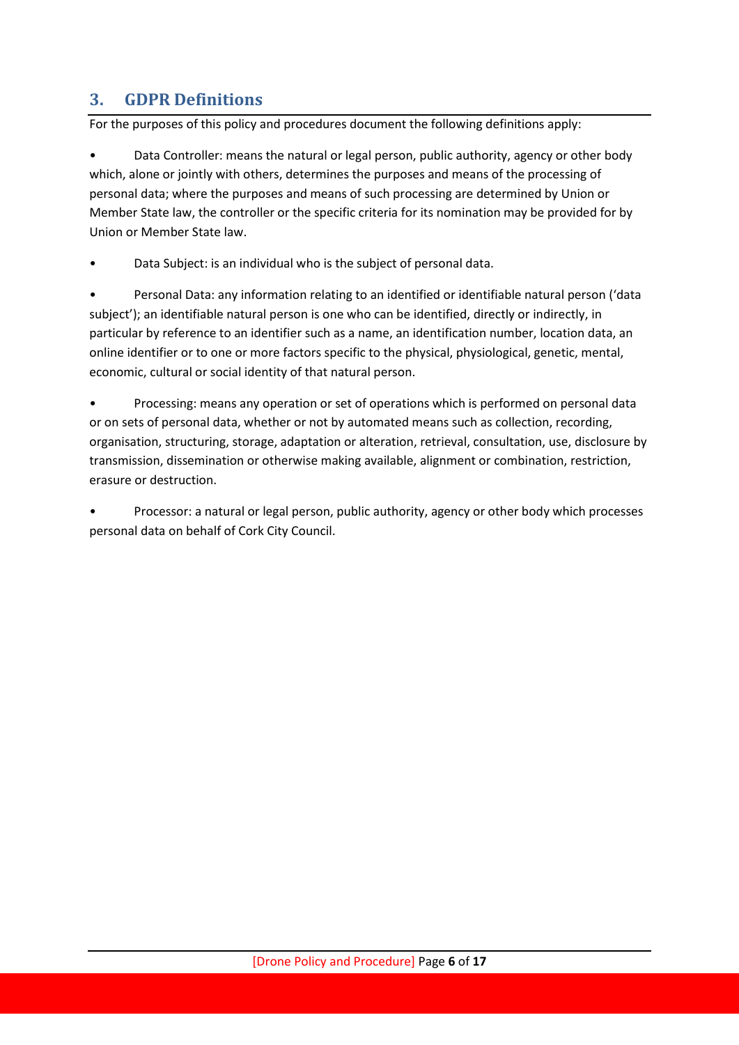## 3. GDPR Definitions

For the purposes of this policy and procedures document the following definitions apply:

- Data Controller: means the natural or legal person, public authority, agency or other body which, alone or jointly with others, determines the purposes and means of the processing of personal data; where the purposes and means of such processing are determined by Union or Member State law, the controller or the specific criteria for its nomination may be provided for by Union or Member State law.

- Data Subject: is an individual who is the subject of personal data.

- Personal Data: any information relating to an identified or identifiable natural person ('data subject'); an identifiable natural person is one who can be identified, directly or indirectly, in particular by reference to an identifier such as a name, an identification number, location data, an online identifier or to one or more factors specific to the physical, physiological, genetic, mental, economic, cultural or social identity of that natural person.

- Processing: means any operation or set of operations which is performed on personal data or on sets of personal data, whether or not by automated means such as collection, recording, organisation, structuring, storage, adaptation or alteration, retrieval, consultation, use, disclosure by transmission, dissemination or otherwise making available, alignment or combination, restriction, erasure or destruction.

- Processor: a natural or legal person, public authority, agency or other body which processes personal data on behalf of Cork City Council.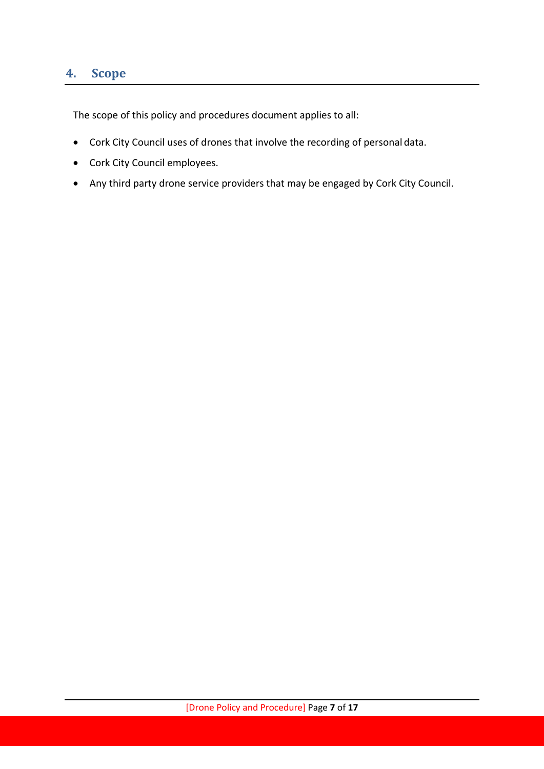## 4. Scope

The scope of this policy and procedures document applies to all:

- Cork City Council uses of drones that involve the recording of personal data.
- Cork City Council employees.
- Any third party drone service providers that may be engaged by Cork City Council.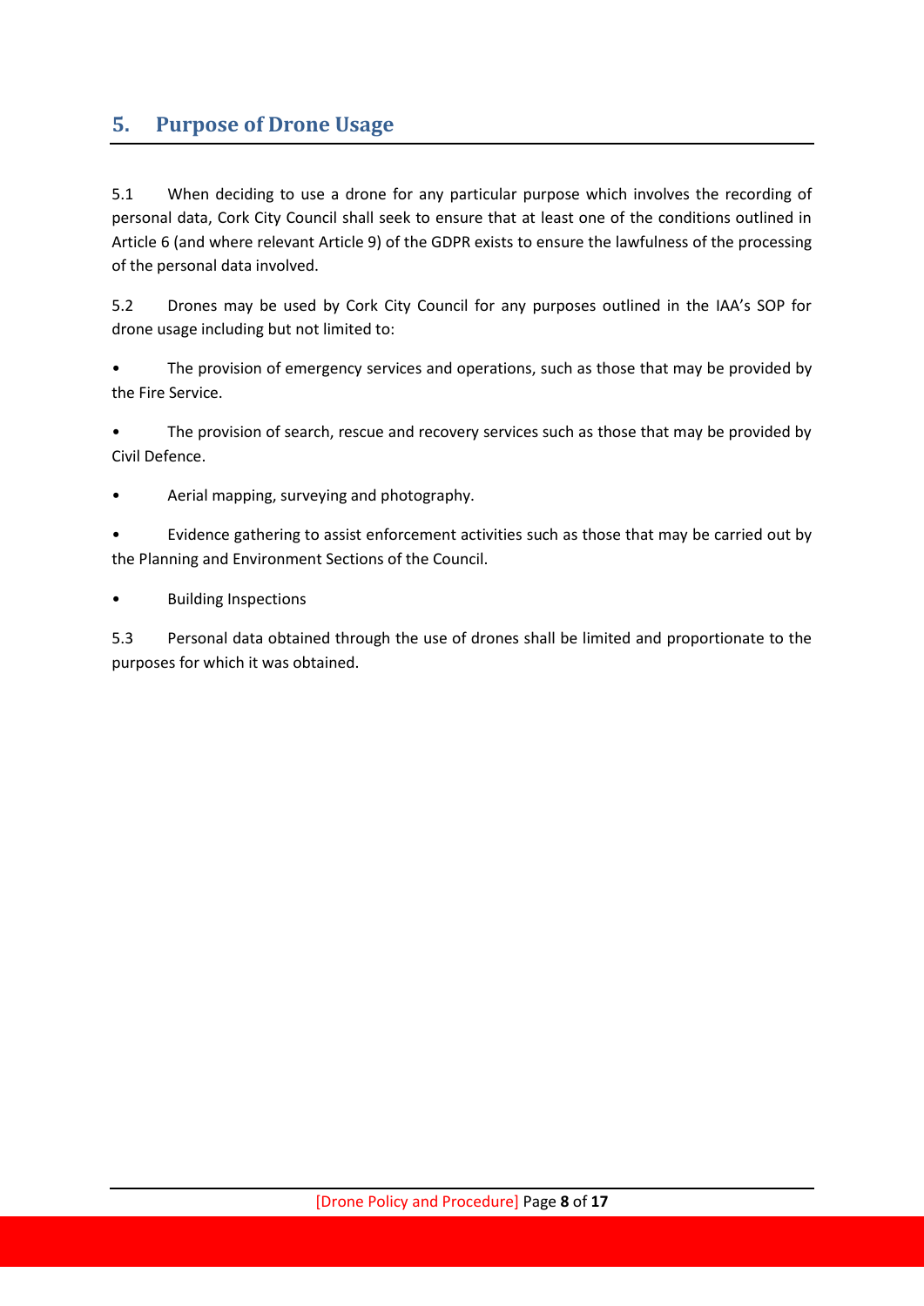## 5. Purpose of Drone Usage

5.1 When deciding to use a drone for any particular purpose which involves the recording of personal data, Cork City Council shall seek to ensure that at least one of the conditions outlined in Article 6 (and where relevant Article 9) of the GDPR exists to ensure the lawfulness of the processing of the personal data involved.

5.2 Drones may be used by Cork City Council for any purposes outlined in the IAA's SOP for drone usage including but not limited to:

- The provision of emergency services and operations, such as those that may be provided by the Fire Service.
- The provision of search, rescue and recovery services such as those that may be provided by Civil Defence.
- Aerial mapping, surveying and photography.
- Evidence gathering to assist enforcement activities such as those that may be carried out by the Planning and Environment Sections of the Council.
- Building Inspections

5.3 Personal data obtained through the use of drones shall be limited and proportionate to the purposes for which it was obtained.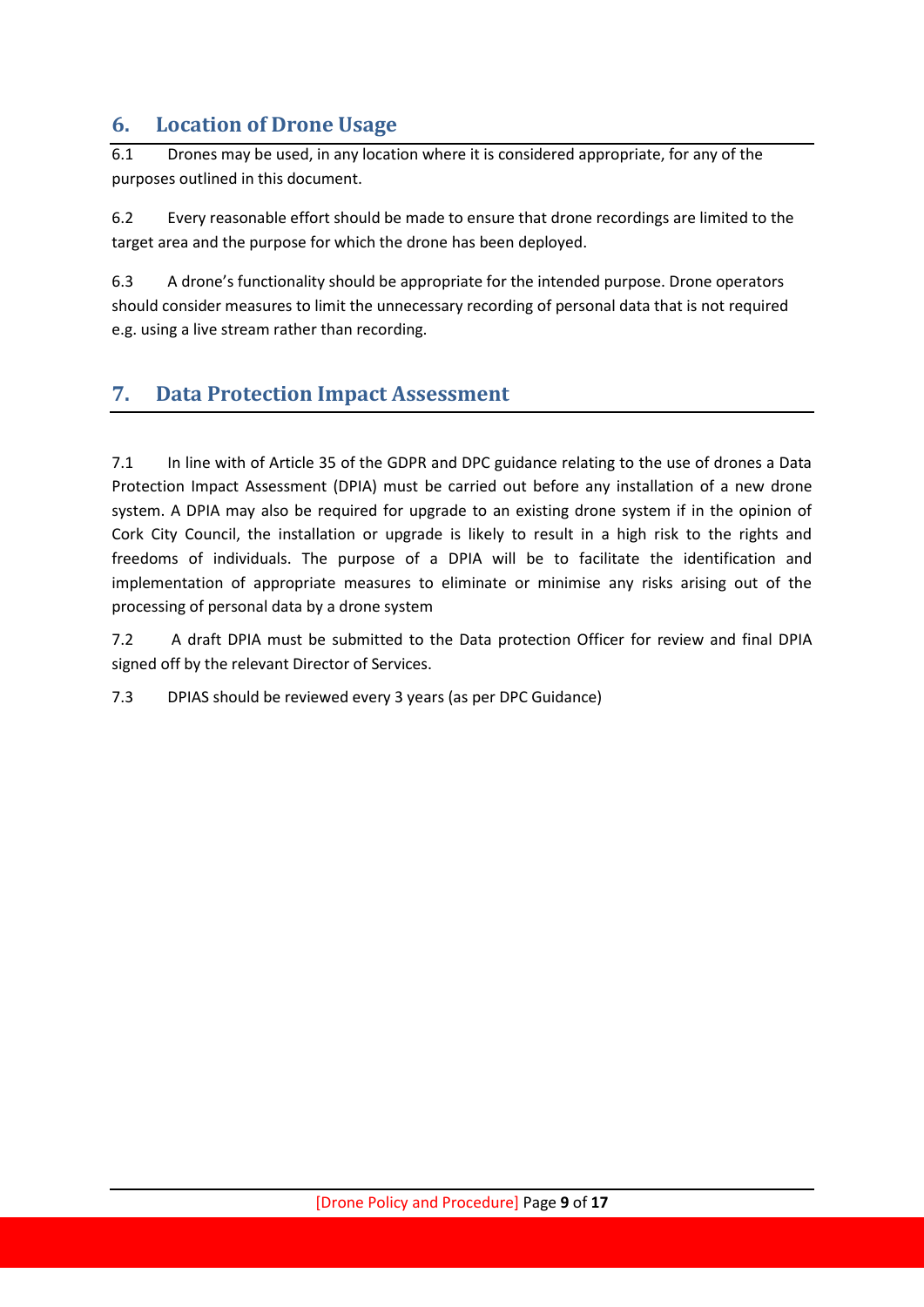## 6. Location of Drone Usage

6.1 Drones may be used, in any location where it is considered appropriate, for any of the purposes outlined in this document.

6.2 Every reasonable effort should be made to ensure that drone recordings are limited to the target area and the purpose for which the drone has been deployed.

6.3 A drone's functionality should be appropriate for the intended purpose. Drone operators should consider measures to limit the unnecessary recording of personal data that is not required e.g. using a live stream rather than recording.

## 7. Data Protection Impact Assessment

7.1 In line with of Article 35 of the GDPR and DPC guidance relating to the use of drones a Data Protection Impact Assessment (DPIA) must be carried out before any installation of a new drone system. A DPIA may also be required for upgrade to an existing drone system if in the opinion of Cork City Council, the installation or upgrade is likely to result in a high risk to the rights and freedoms of individuals. The purpose of a DPIA will be to facilitate the identification and implementation of appropriate measures to eliminate or minimise any risks arising out of the processing of personal data by a drone system

7.2 A draft DPIA must be submitted to the Data protection Officer for review and final DPIA signed off by the relevant Director of Services.

7.3 DPIAS should be reviewed every 3 years (as per DPC Guidance)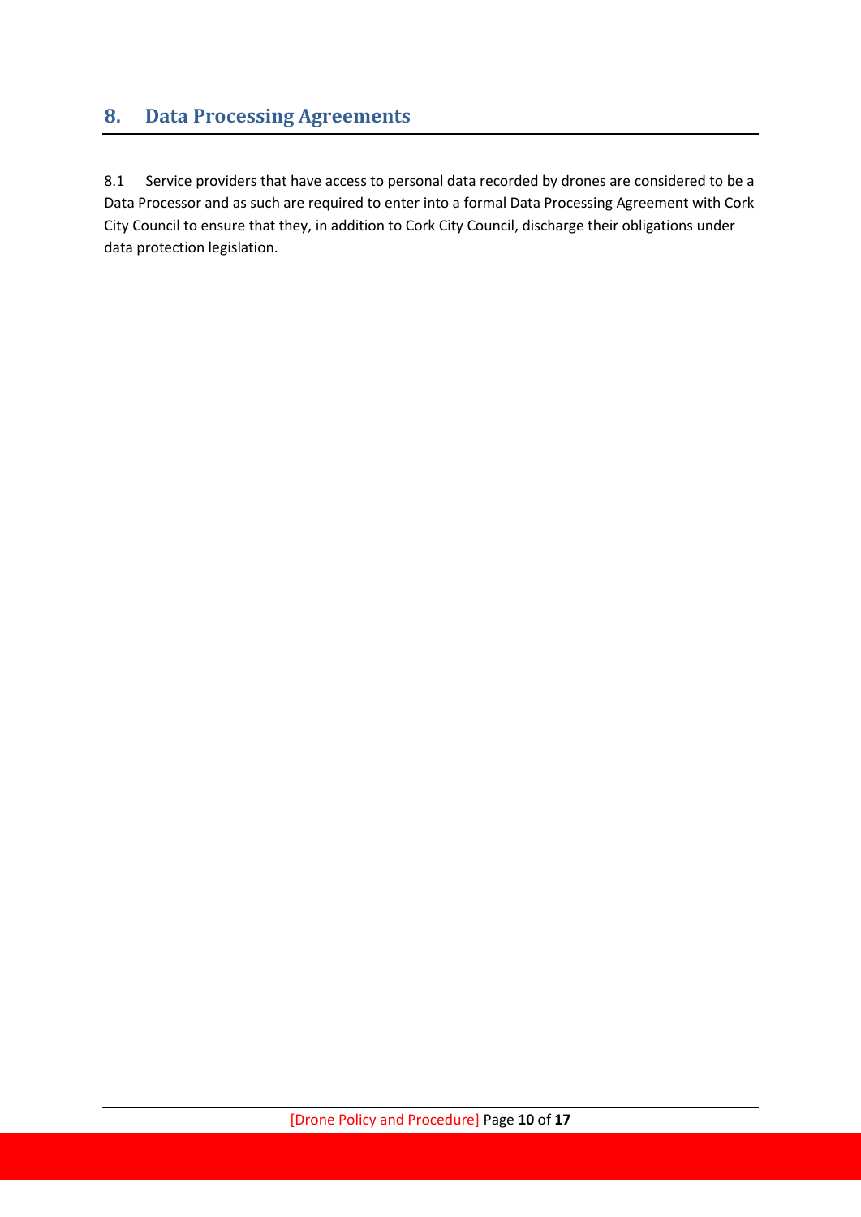## 8. Data Processing Agreements

8.1 Service providers that have access to personal data recorded by drones are considered to be a Data Processor and as such are required to enter into a formal Data Processing Agreement with Cork City Council to ensure that they, in addition to Cork City Council, discharge their obligations under data protection legislation.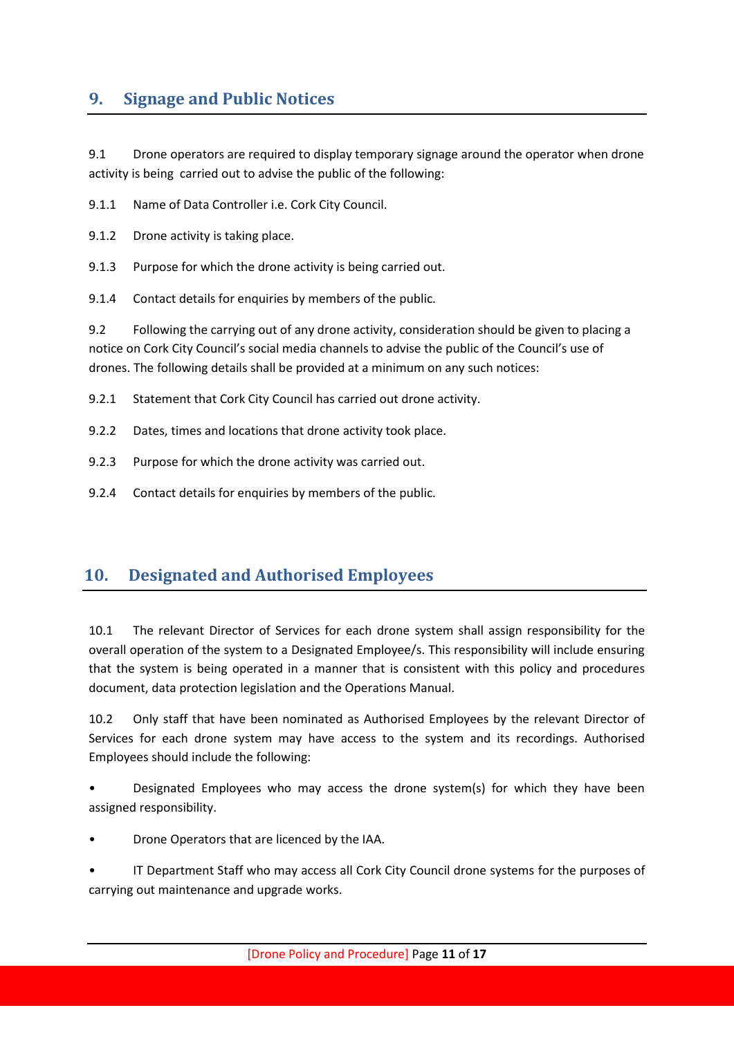## 9. Signage and Public Notices

9.1 Drone operators are required to display temporary signage around the operator when drone activity is being carried out to advise the public of the following:

9.1.1 Name of Data Controller i.e. Cork City Council.

9.1.2 Drone activity is taking place.

9.1.3 Purpose for which the drone activity is being carried out.

9.1.4 Contact details for enquiries by members of the public.

9.2 Following the carrying out of any drone activity, consideration should be given to placing a notice on Cork City Council's social media channels to advise the public of the Council's use of drones. The following details shall be provided at a minimum on any such notices:

9.2.1 Statement that Cork City Council has carried out drone activity.

9.2.2 Dates, times and locations that drone activity took place.

9.2.3 Purpose for which the drone activity was carried out.

9.2.4 Contact details for enquiries by members of the public.

## 10. Designated and Authorised Employees

10.1 The relevant Director of Services for each drone system shall assign responsibility for the overall operation of the system to a Designated Employee/s. This responsibility will include ensuring that the system is being operated in a manner that is consistent with this policy and procedures document, data protection legislation and the Operations Manual.

10.2 Only staff that have been nominated as Authorised Employees by the relevant Director of Services for each drone system may have access to the system and its recordings. Authorised Employees should include the following:

- Designated Employees who may access the drone system(s) for which they have been assigned responsibility.
- Drone Operators that are licenced by the IAA.
- IT Department Staff who may access all Cork City Council drone systems for the purposes of carrying out maintenance and upgrade works.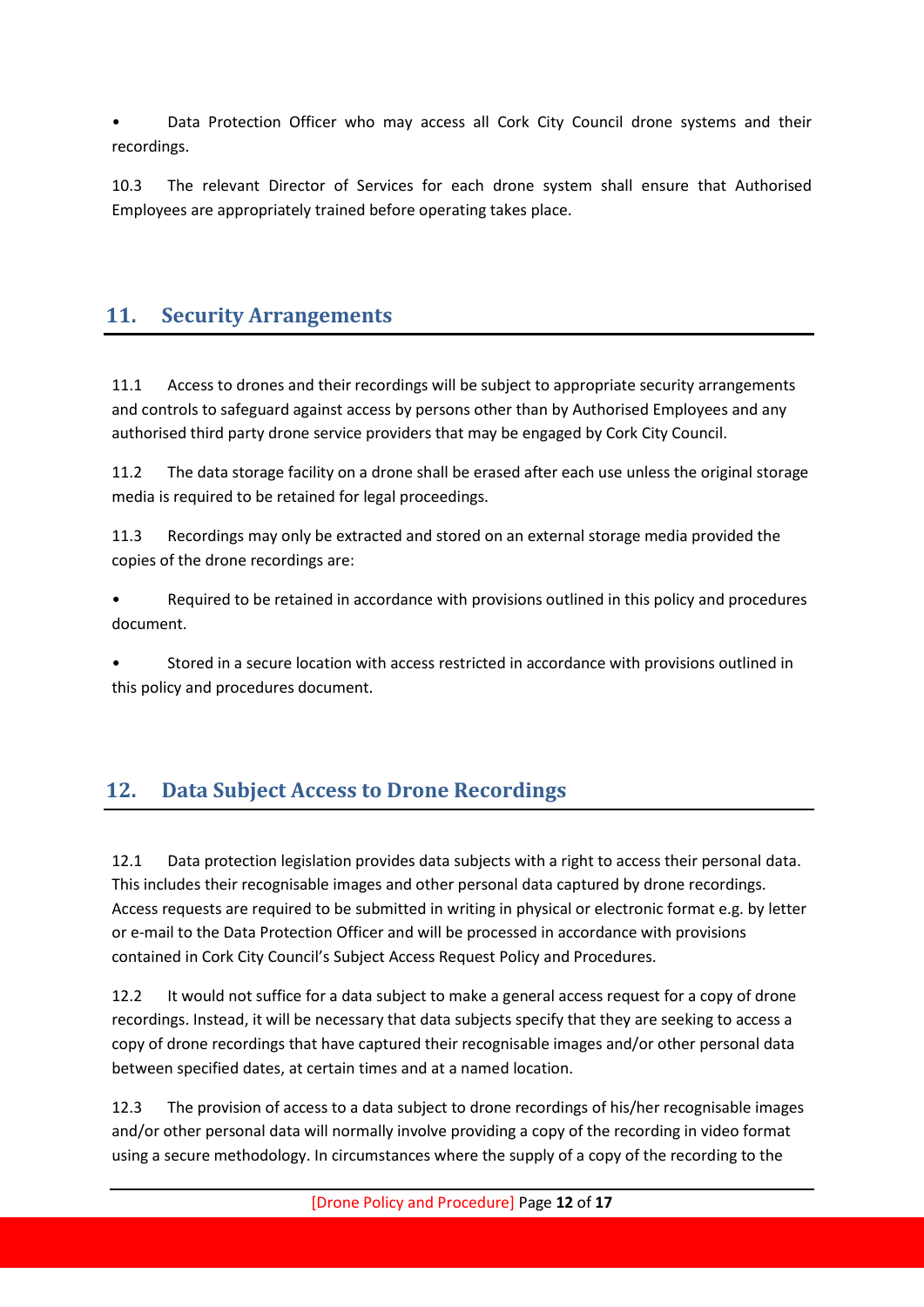• Data Protection Officer who may access all Cork City Council drone systems and their recordings.

10.3 The relevant Director of Services for each drone system shall ensure that Authorised Employees are appropriately trained before operating takes place.

## 11. Security Arrangements

11.1 Access to drones and their recordings will be subject to appropriate security arrangements and controls to safeguard against access by persons other than by Authorised Employees and any authorised third party drone service providers that may be engaged by Cork City Council.

11.2 The data storage facility on a drone shall be erased after each use unless the original storage media is required to be retained for legal proceedings.

11.3 Recordings may only be extracted and stored on an external storage media provided the copies of the drone recordings are:

• Required to be retained in accordance with provisions outlined in this policy and procedures document.

• Stored in a secure location with access restricted in accordance with provisions outlined in this policy and procedures document.

## 12. Data Subject Access to Drone Recordings

12.1 Data protection legislation provides data subjects with a right to access their personal data. This includes their recognisable images and other personal data captured by drone recordings. Access requests are required to be submitted in writing in physical or electronic format e.g. by letter or e-mail to the Data Protection Officer and will be processed in accordance with provisions contained in Cork City Council's Subject Access Request Policy and Procedures.

12.2 It would not suffice for a data subject to make a general access request for a copy of drone recordings. Instead, it will be necessary that data subjects specify that they are seeking to access a copy of drone recordings that have captured their recognisable images and/or other personal data between specified dates, at certain times and at a named location.

12.3 The provision of access to a data subject to drone recordings of his/her recognisable images and/or other personal data will normally involve providing a copy of the recording in video format using a secure methodology. In circumstances where the supply of a copy of the recording to the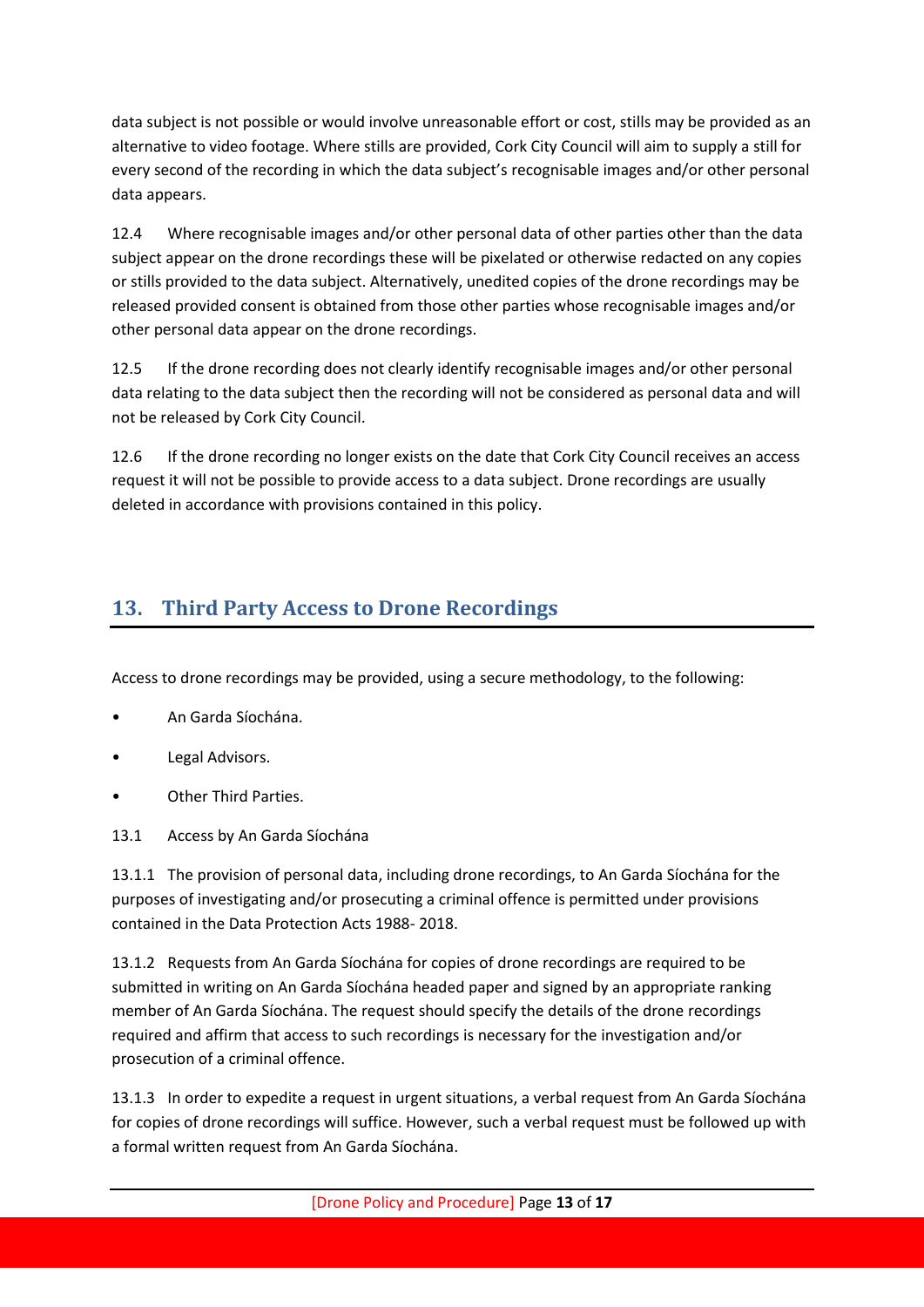data subject is not possible or would involve unreasonable effort or cost, stills may be provided as an alternative to video footage. Where stills are provided, Cork City Council will aim to supply a still for every second of the recording in which the data subject's recognisable images and/or other personal data appears.

12.4 Where recognisable images and/or other personal data of other parties other than the data subject appear on the drone recordings these will be pixelated or otherwise redacted on any copies or stills provided to the data subject. Alternatively, unedited copies of the drone recordings may be released provided consent is obtained from those other parties whose recognisable images and/or other personal data appear on the drone recordings.

12.5 If the drone recording does not clearly identify recognisable images and/or other personal data relating to the data subject then the recording will not be considered as personal data and will not be released by Cork City Council.

12.6 If the drone recording no longer exists on the date that Cork City Council receives an access request it will not be possible to provide access to a data subject. Drone recordings are usually deleted in accordance with provisions contained in this policy.

## 13. Third Party Access to Drone Recordings

Access to drone recordings may be provided, using a secure methodology, to the following:

- An Garda Síochána.
- Legal Advisors.
- Other Third Parties.

13.1 Access by An Garda Síochána

13.1.1 The provision of personal data, including drone recordings, to An Garda Síochána for the purposes of investigating and/or prosecuting a criminal offence is permitted under provisions contained in the Data Protection Acts 1988- 2018.

13.1.2 Requests from An Garda Síochána for copies of drone recordings are required to be submitted in writing on An Garda Síochána headed paper and signed by an appropriate ranking member of An Garda Síochána. The request should specify the details of the drone recordings required and affirm that access to such recordings is necessary for the investigation and/or prosecution of a criminal offence.

13.1.3 In order to expedite a request in urgent situations, a verbal request from An Garda Síochána for copies of drone recordings will suffice. However, such a verbal request must be followed up with a formal written request from An Garda Síochána.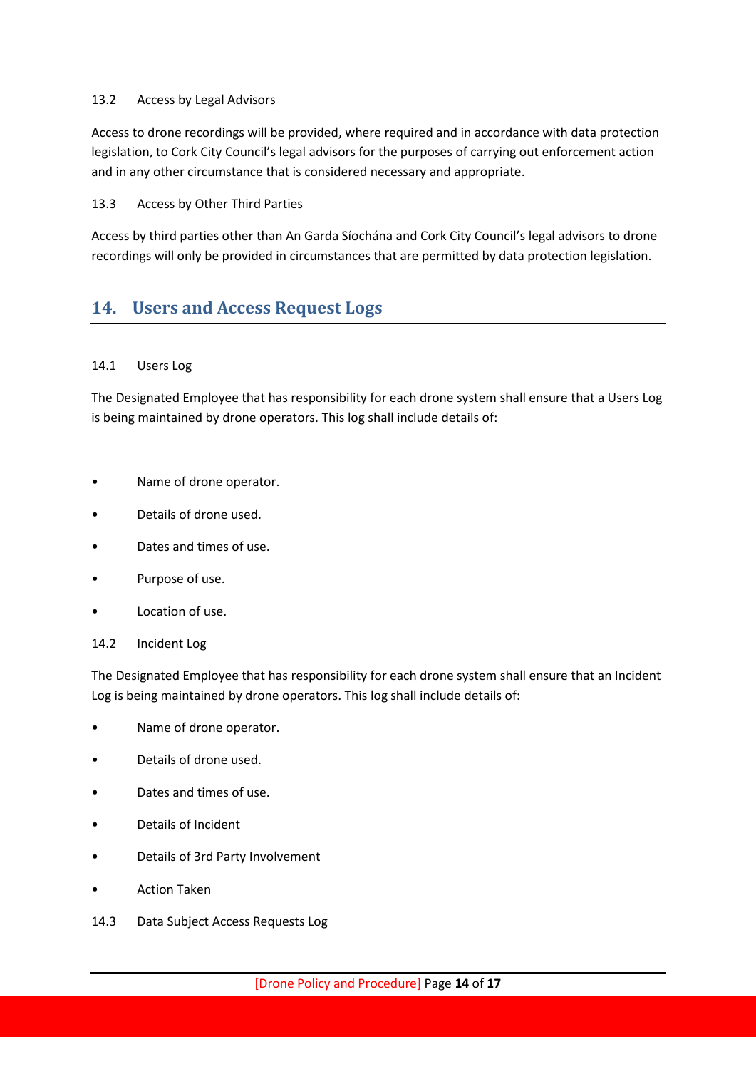13.2 Access by Legal Advisors

Access to drone recordings will be provided, where required and in accordance with data protection legislation, to Cork City Council's legal advisors for the purposes of carrying out enforcement action and in any other circumstance that is considered necessary and appropriate.

13.3 Access by Other Third Parties

Access by third parties other than An Garda Síochána and Cork City Council's legal advisors to drone recordings will only be provided in circumstances that are permitted by data protection legislation.

## 14. Users and Access Request Logs

14.1 Users Log

The Designated Employee that has responsibility for each drone system shall ensure that a Users Log is being maintained by drone operators. This log shall include details of:

- Name of drone operator.
- Details of drone used.
- Dates and times of use.
- Purpose of use.
- Location of use.

14.2 Incident Log

The Designated Employee that has responsibility for each drone system shall ensure that an Incident Log is being maintained by drone operators. This log shall include details of:

- Name of drone operator.
- Details of drone used.
- Dates and times of use.
- Details of Incident
- Details of 3rd Party Involvement
- Action Taken

14.3 Data Subject Access Requests Log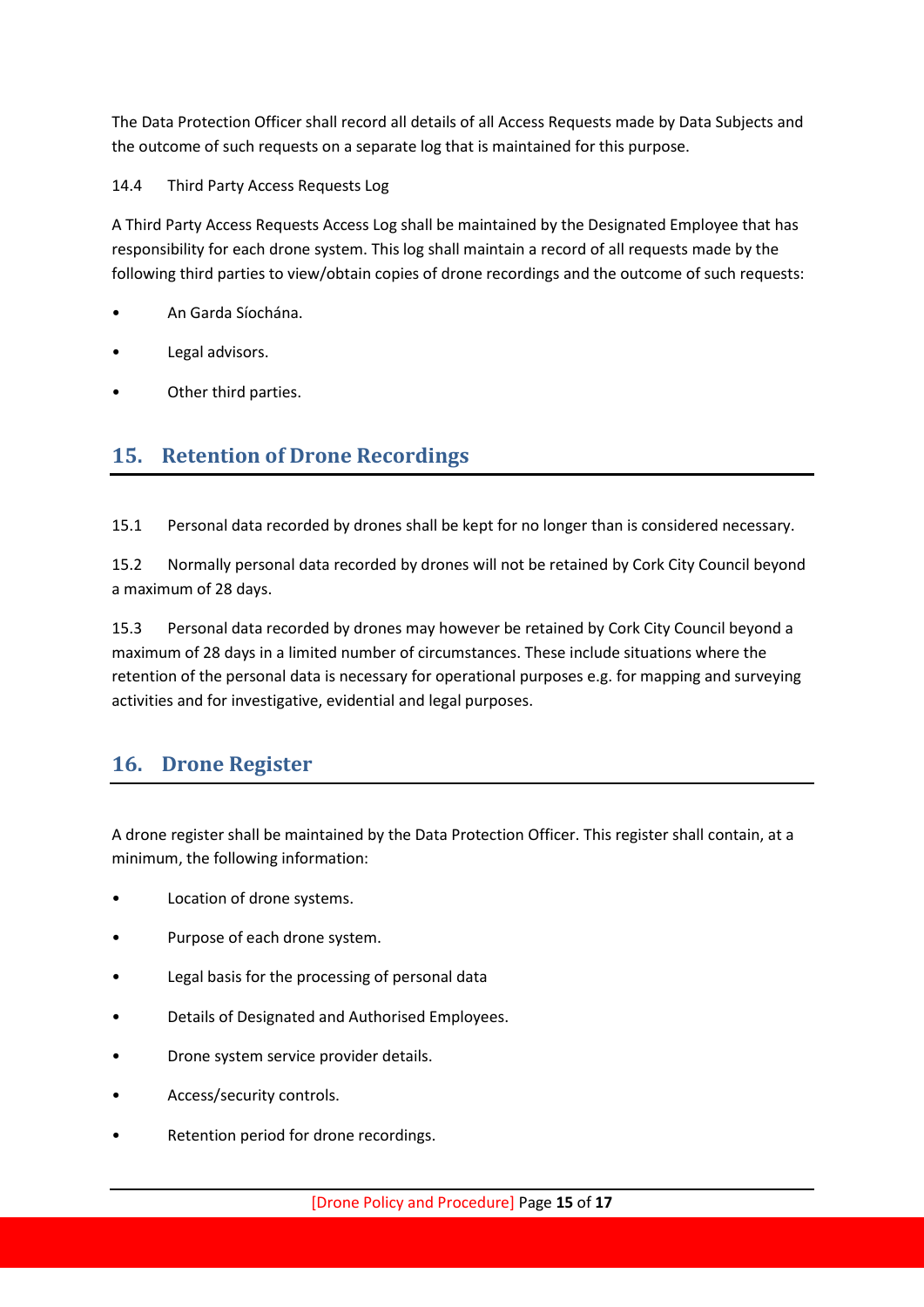The Data Protection Officer shall record all details of all Access Requests made by Data Subjects and the outcome of such requests on a separate log that is maintained for this purpose.

14.4 Third Party Access Requests Log

A Third Party Access Requests Access Log shall be maintained by the Designated Employee that has responsibility for each drone system. This log shall maintain a record of all requests made by the following third parties to view/obtain copies of drone recordings and the outcome of such requests:

- An Garda Síochána.
- Legal advisors.
- Other third parties.

## 15. Retention of Drone Recordings

15.1 Personal data recorded by drones shall be kept for no longer than is considered necessary.

15.2 Normally personal data recorded by drones will not be retained by Cork City Council beyond a maximum of 28 days.

15.3 Personal data recorded by drones may however be retained by Cork City Council beyond a maximum of 28 days in a limited number of circumstances. These include situations where the retention of the personal data is necessary for operational purposes e.g. for mapping and surveying activities and for investigative, evidential and legal purposes.

## 16. Drone Register

A drone register shall be maintained by the Data Protection Officer. This register shall contain, at a minimum, the following information:

- Location of drone systems.
- Purpose of each drone system.
- Legal basis for the processing of personal data
- Details of Designated and Authorised Employees.
- Drone system service provider details.
- Access/security controls.
- Retention period for drone recordings.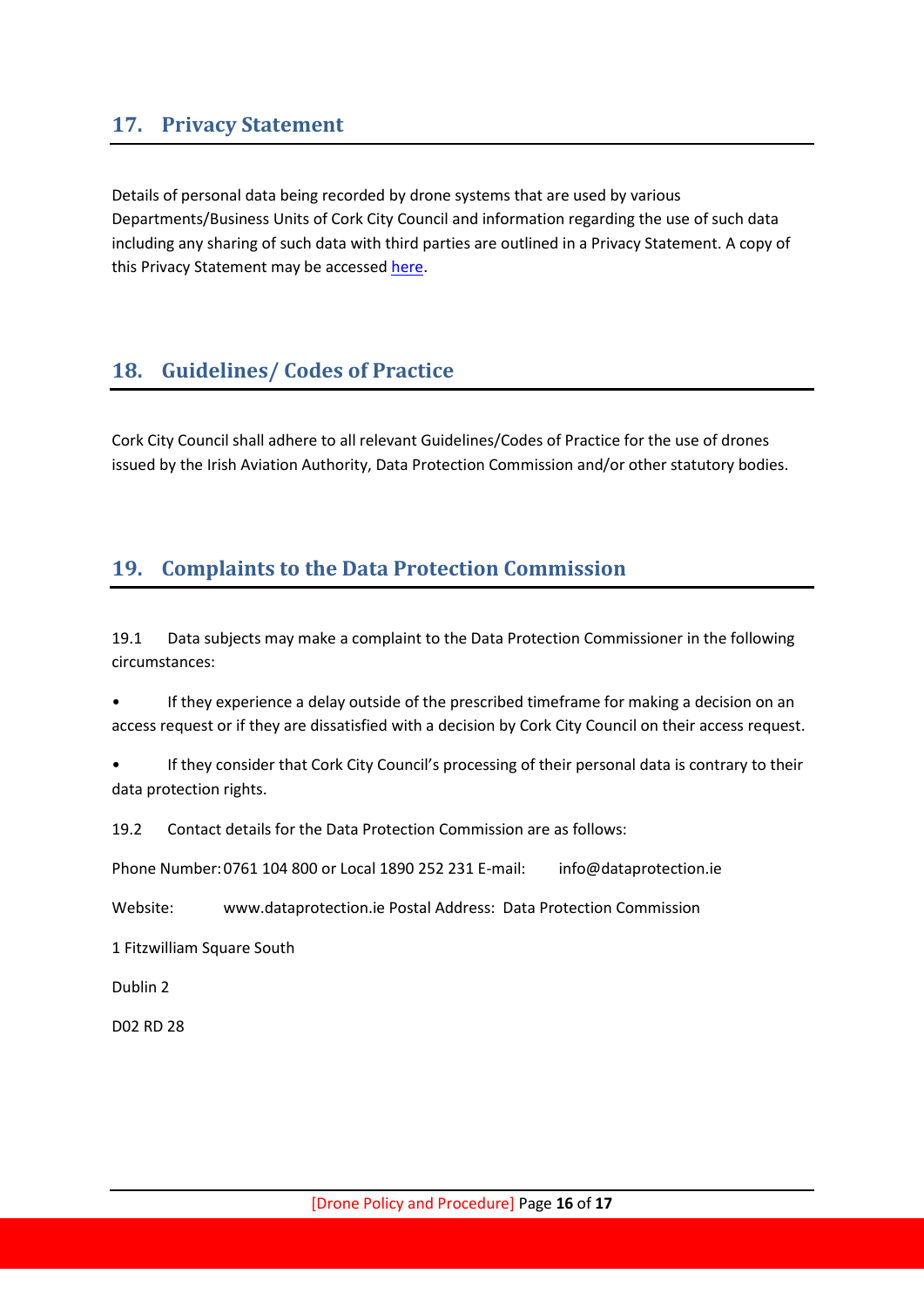## 17. Privacy Statement

Details of personal data being recorded by drone systems that are used by various Departments/Business Units of Cork City Council and information regarding the use of such data including any sharing of such data with third parties are outlined in a Privacy Statement. A copy of this Privacy Statement may be accessed here.

## 18. Guidelines/ Codes of Practice

Cork City Council shall adhere to all relevant Guidelines/Codes of Practice for the use of drones issued by the Irish Aviation Authority, Data Protection Commission and/or other statutory bodies.

## 19. Complaints to the Data Protection Commission

19.1 Data subjects may make a complaint to the Data Protection Commissioner in the following circumstances:

- If they experience a delay outside of the prescribed timeframe for making a decision on an access request or if they are dissatisfied with a decision by Cork City Council on their access request.
- If they consider that Cork City Council's processing of their personal data is contrary to their data protection rights.

19.2 Contact details for the Data Protection Commission are as follows:

Phone Number: 0761 104 800 or Local 1890 252 231 E-mail: info@dataprotection.ie

Website: www.dataprotection.ie Postal Address: Data Protection Commission

1 Fitzwilliam Square South

Dublin 2

D02 RD 28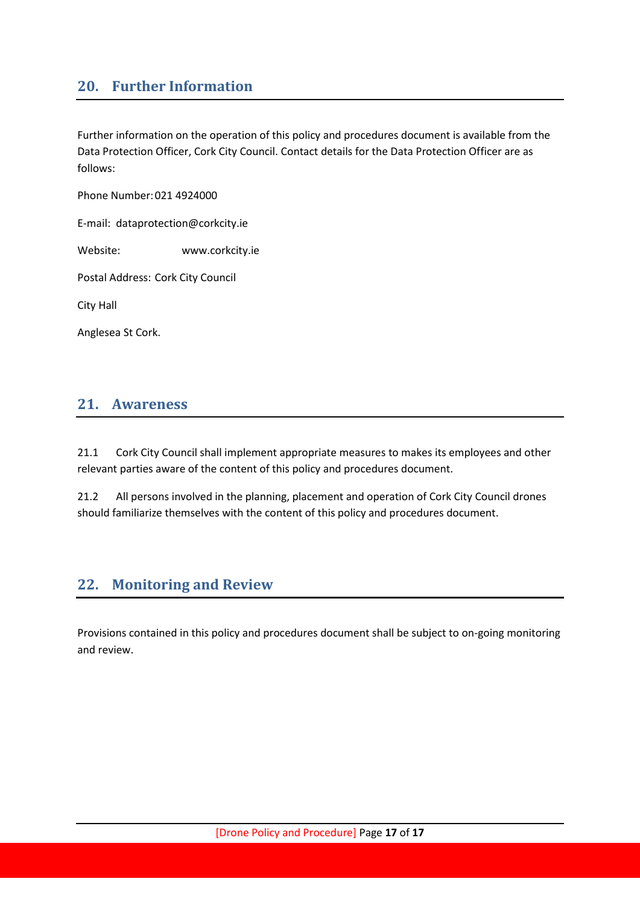## 20. Further Information

Further information on the operation of this policy and procedures document is available from the Data Protection Officer, Cork City Council. Contact details for the Data Protection Officer are as follows:

Phone Number: 021 4924000

E-mail: dataprotection@corkcity.ie

Website: www.corkcity.ie

Postal Address: Cork City Council

City Hall

Anglesea St Cork.

## 21. Awareness

21.1 Cork City Council shall implement appropriate measures to makes its employees and other relevant parties aware of the content of this policy and procedures document.

21.2 All persons involved in the planning, placement and operation of Cork City Council drones should familiarize themselves with the content of this policy and procedures document.

## 22. Monitoring and Review

Provisions contained in this policy and procedures document shall be subject to on-going monitoring and review.